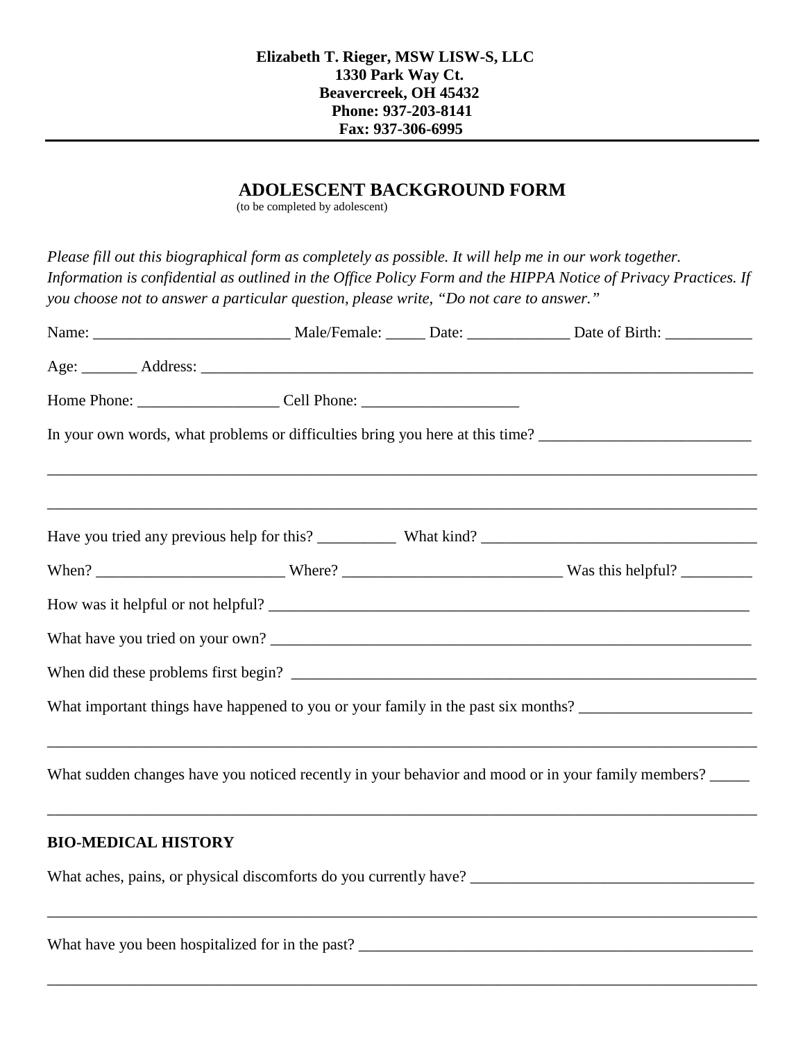**Elizabeth T. Rieger, MSW LISW-S, LLC**
**1330 Park Way Ct.**
**Beavercreek, OH 45432**
**Phone: 937-203-8141**
**Fax: 937-306-6995**

---

# ADOLESCENT BACKGROUND FORM

(to be completed by adolescent)

*Please fill out this biographical form as completely as possible. It will help me in our work together. Information is confidential as outlined in the Office Policy Form and the HIPPA Notice of Privacy Practices. If you choose not to answer a particular question, please write, "Do not care to answer."*

Name: _________________________ Male/Female: _____ Date: _____________ Date of Birth: ___________

Age: _______ Address: ___________________________________________________________________________

Home Phone: __________________ Cell Phone: ____________________

In your own words, what problems or difficulties bring you here at this time? ___________________________

_____________________________________________________________________________________________

_____________________________________________________________________________________________

Have you tried any previous help for this? __________ What kind? ___________________________________

When? ________________________ Where? ___________________________ Was this helpful? _________

How was it helpful or not helpful? _______________________________________________________________

What have you tried on your own? _______________________________________________________________

When did these problems first begin? _____________________________________________________________

What important things have happened to you or your family in the past six months? ______________________

_____________________________________________________________________________________________

What sudden changes have you noticed recently in your behavior and mood or in your family members? _____

_____________________________________________________________________________________________

## BIO-MEDICAL HISTORY

What aches, pains, or physical discomforts do you currently have? ___________________________________

_____________________________________________________________________________________________

What have you been hospitalized for in the past? ___________________________________________________

_____________________________________________________________________________________________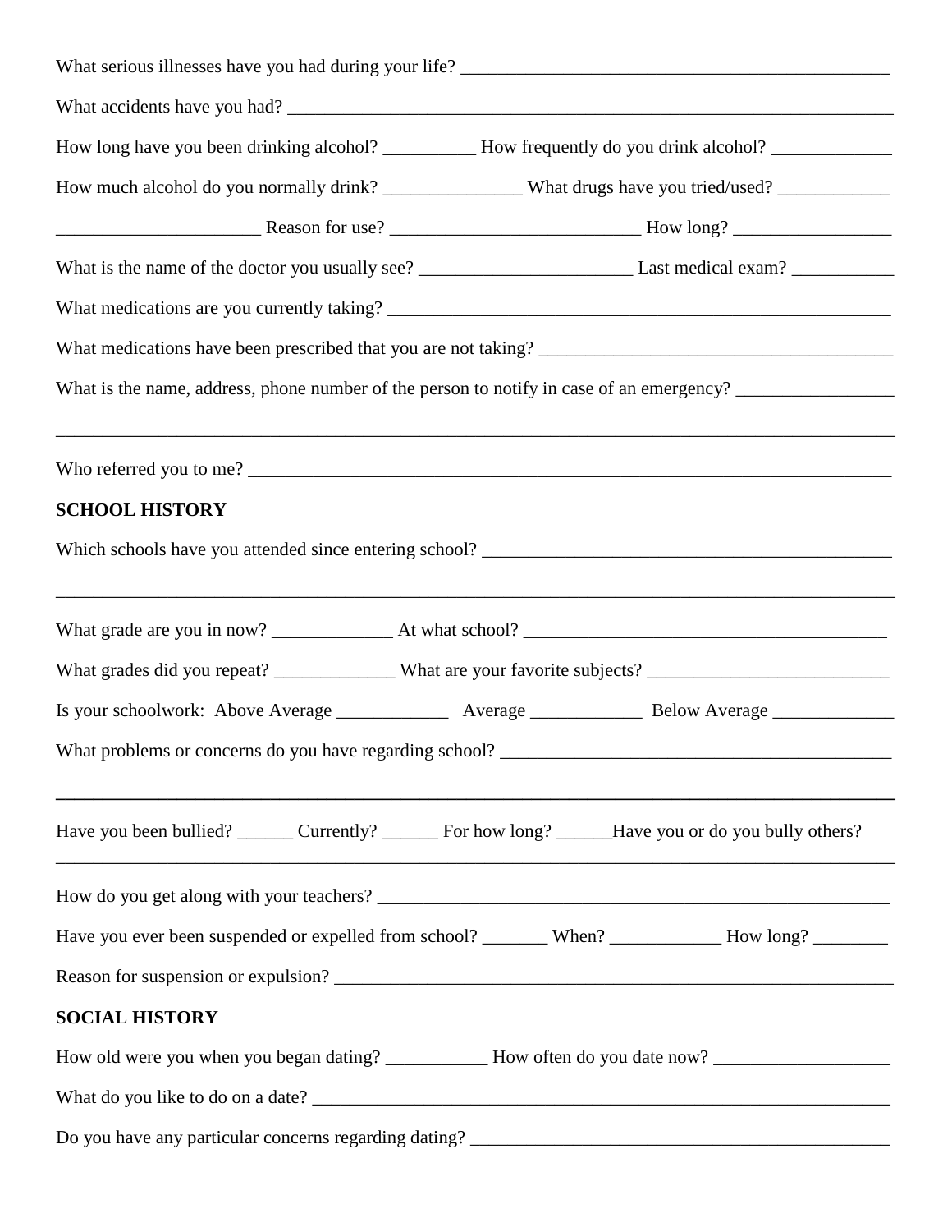What serious illnesses have you had during your life? ___________________________________________

What accidents have you had? ______________________________________________________________

How long have you been drinking alcohol? __________ How frequently do you drink alcohol? _____________

How much alcohol do you normally drink? _______________ What drugs have you tried/used? ____________

______________________ Reason for use? ___________________________ How long? _________________

What is the name of the doctor you usually see? _______________________ Last medical exam? ___________

What medications are you currently taking? _______________________________________________________

What medications have been prescribed that you are not taking? _______________________________________

What is the name, address, phone number of the person to notify in case of an emergency? _________________

_____________________________________________________________________________________

Who referred you to me? ____________________________________________________________________

**SCHOOL HISTORY**

Which schools have you attended since entering school? _____________________________________________

_____________________________________________________________________________________

What grade are you in now? _____________ At what school? _______________________________________

What grades did you repeat? _____________ What are your favorite subjects? __________________________

Is your schoolwork: Above Average ____________ Average ____________ Below Average _____________

What problems or concerns do you have regarding school? ___________________________________________

_____________________________________________________________________________________

Have you been bullied? ______ Currently? ______ For how long? ______Have you or do you bully others?

_____________________________________________________________________________________

How do you get along with your teachers? _______________________________________________________

Have you ever been suspended or expelled from school? _______ When? ____________ How long? ________

Reason for suspension or expulsion? ___________________________________________________________

**SOCIAL HISTORY**

How old were you when you began dating? ___________ How often do you date now? ___________________

What do you like to do on a date? _____________________________________________________________

Do you have any particular concerns regarding dating? _____________________________________________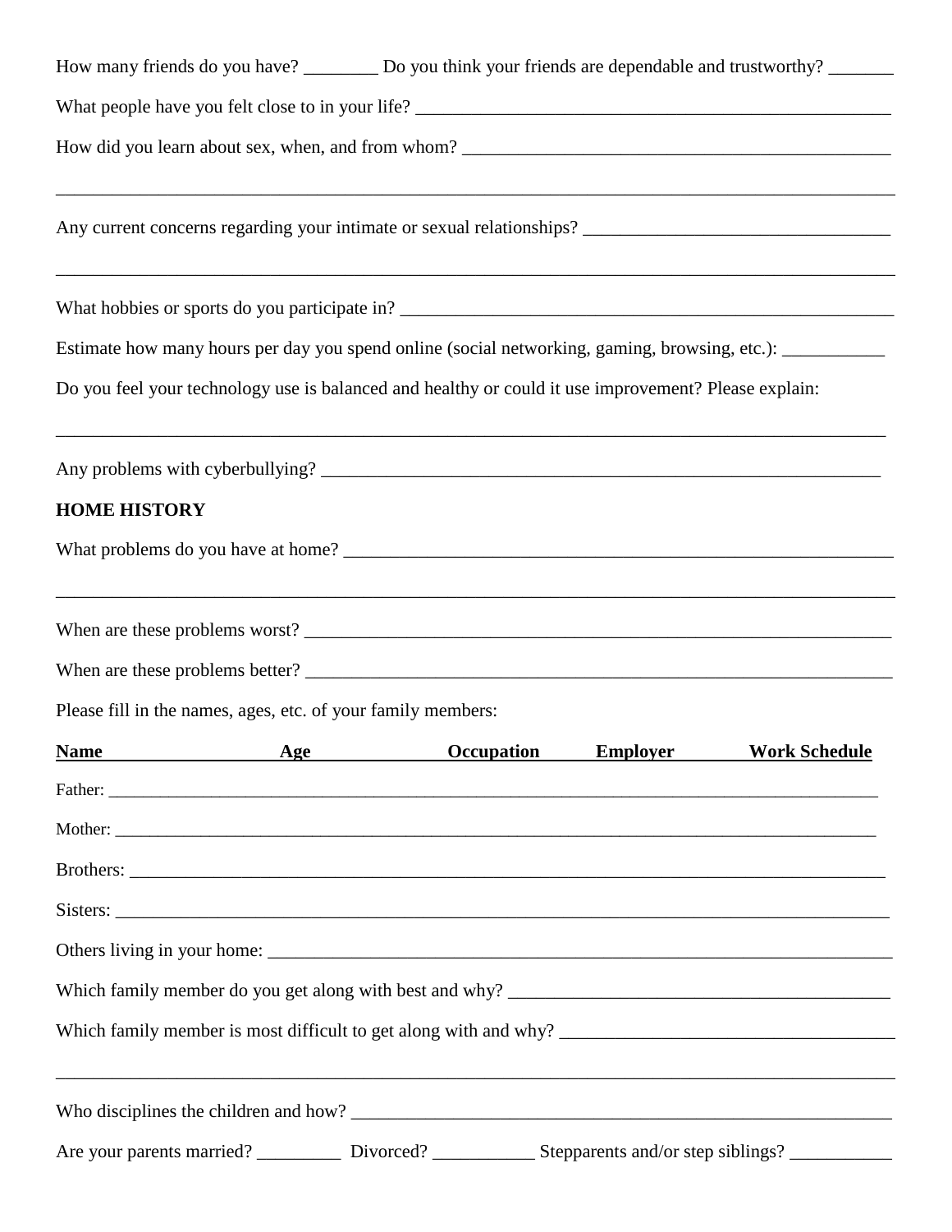How many friends do you have? ________ Do you think your friends are dependable and trustworthy? _______

What people have you felt close to in your life? ______________________________________________________

How did you learn about sex, when, and from whom? ________________________________________________

_____________________________________________________________________________________________

Any current concerns regarding your intimate or sexual relationships? _________________________________

_____________________________________________________________________________________________

What hobbies or sports do you participate in? _______________________________________________________

Estimate how many hours per day you spend online (social networking, gaming, browsing, etc.): ___________

Do you feel your technology use is balanced and healthy or could it use improvement? Please explain:

_____________________________________________________________________________________________

Any problems with cyberbullying? _______________________________________________________________

**HOME HISTORY**

What problems do you have at home? ____________________________________________________________

_____________________________________________________________________________________________

When are these problems worst? _________________________________________________________________

When are these problems better? ________________________________________________________________

Please fill in the names, ages, etc. of your family members:

| Name | Age | Occupation | Employer | Work Schedule |
|---|---|---|---|---|
| Father: | | | | |
| Mother: | | | | |
| Brothers: | | | | |
| Sisters: | | | | |
| Others living in your home: | | | | |

Which family member do you get along with best and why? ____________________________________________

Which family member is most difficult to get along with and why? ______________________________________

_____________________________________________________________________________________________

Who disciplines the children and how? ____________________________________________________________

Are your parents married? _________ Divorced? ___________ Stepparents and/or step siblings? ___________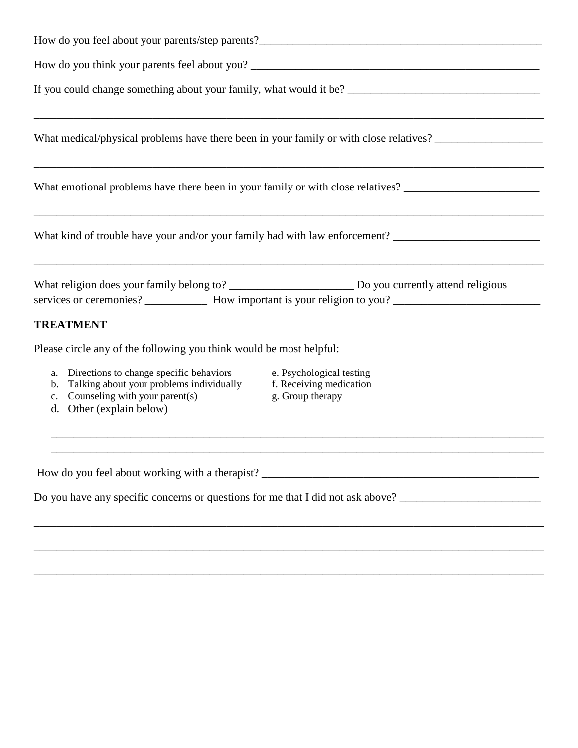How do you feel about your parents/step parents?___________________________________________________

How do you think your parents feel about you? ______________________________________________________

If you could change something about your family, what would it be? __________________________________

_____________________________________________________________________________________

What medical/physical problems have there been in your family or with close relatives? ___________________

_____________________________________________________________________________________

What emotional problems have there been in your family or with close relatives? _______________________

_____________________________________________________________________________________

What kind of trouble have your and/or your family had with law enforcement? _________________________

_____________________________________________________________________________________

What religion does your family belong to? ______________________ Do you currently attend religious services or ceremonies? ___________ How important is your religion to you? __________________________

**TREATMENT**

Please circle any of the following you think would be most helpful:

a. Directions to change specific behaviors
b. Talking about your problems individually
c. Counseling with your parent(s)
d. Other (explain below)
e. Psychological testing
f. Receiving medication
g. Group therapy

_____________________________________________________________________________________

_____________________________________________________________________________________

How do you feel about working with a therapist? ____________________________________________________

Do you have any specific concerns or questions for me that I did not ask above? ________________________

_____________________________________________________________________________________

_____________________________________________________________________________________

_____________________________________________________________________________________